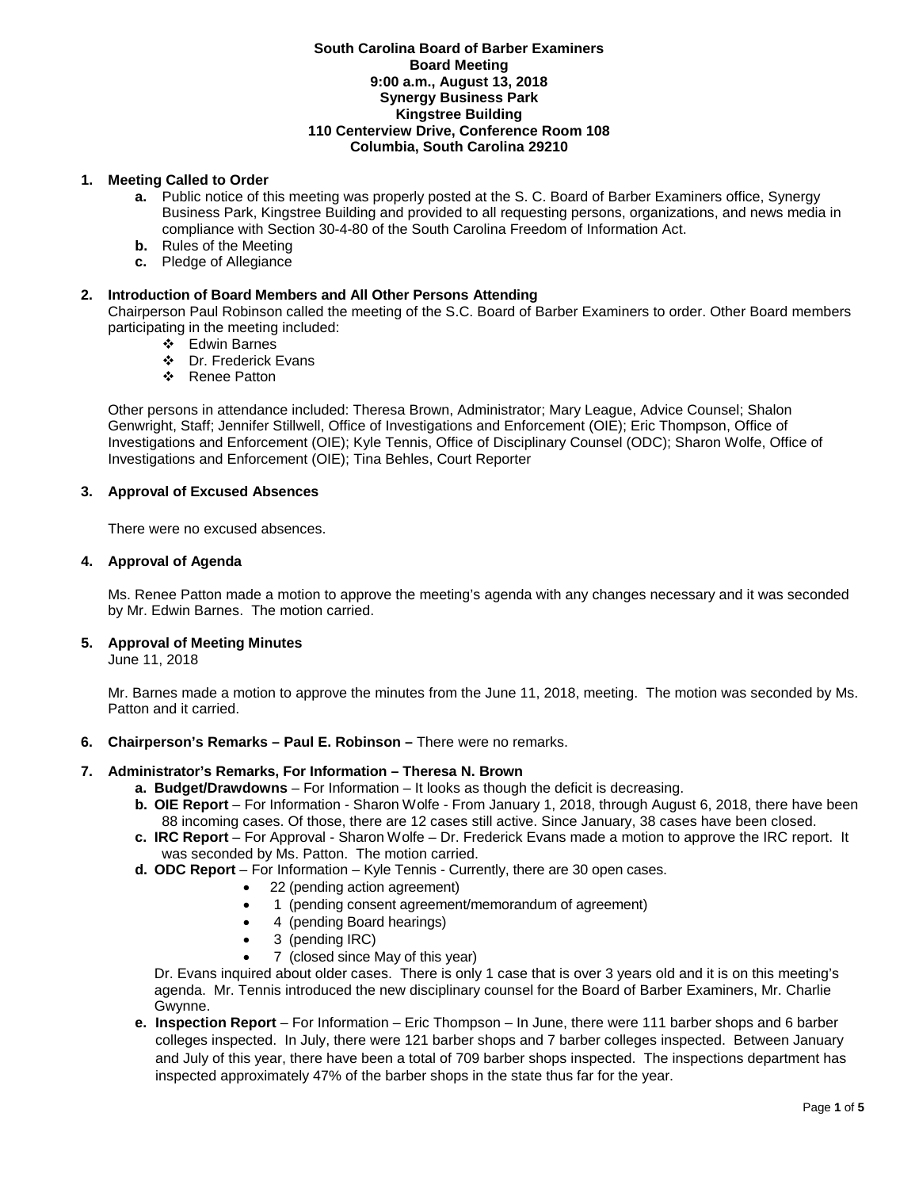**South Carolina Board of Barber Examiners**
**Board Meeting**
**9:00 a.m., August 13, 2018**
**Synergy Business Park**
**Kingstree Building**
**110 Centerview Drive, Conference Room 108**
**Columbia, South Carolina 29210**

1. **Meeting Called to Order**
   - **a.** Public notice of this meeting was properly posted at the S. C. Board of Barber Examiners office, Synergy Business Park, Kingstree Building and provided to all requesting persons, organizations, and news media in compliance with Section 30-4-80 of the South Carolina Freedom of Information Act.
   - **b.** Rules of the Meeting
   - **c.** Pledge of Allegiance

2. **Introduction of Board Members and All Other Persons Attending**

   Chairperson Paul Robinson called the meeting of the S.C. Board of Barber Examiners to order. Other Board members participating in the meeting included:
   - Edwin Barnes
   - Dr. Frederick Evans
   - Renee Patton

   Other persons in attendance included: Theresa Brown, Administrator; Mary League, Advice Counsel; Shalon Genwright, Staff; Jennifer Stillwell, Office of Investigations and Enforcement (OIE); Eric Thompson, Office of Investigations and Enforcement (OIE); Kyle Tennis, Office of Disciplinary Counsel (ODC); Sharon Wolfe, Office of Investigations and Enforcement (OIE); Tina Behles, Court Reporter

3. **Approval of Excused Absences**

   There were no excused absences.

4. **Approval of Agenda**

   Ms. Renee Patton made a motion to approve the meeting's agenda with any changes necessary and it was seconded by Mr. Edwin Barnes. The motion carried.

5. **Approval of Meeting Minutes**

   June 11, 2018

   Mr. Barnes made a motion to approve the minutes from the June 11, 2018, meeting. The motion was seconded by Ms. Patton and it carried.

6. **Chairperson's Remarks – Paul E. Robinson –** There were no remarks.

7. **Administrator's Remarks, For Information – Theresa N. Brown**
   - **a. Budget/Drawdowns** – For Information – It looks as though the deficit is decreasing.
   - **b. OIE Report** – For Information - Sharon Wolfe - From January 1, 2018, through August 6, 2018, there have been 88 incoming cases. Of those, there are 12 cases still active. Since January, 38 cases have been closed.
   - **c. IRC Report** – For Approval - Sharon Wolfe – Dr. Frederick Evans made a motion to approve the IRC report. It was seconded by Ms. Patton. The motion carried.
   - **d. ODC Report** – For Information – Kyle Tennis - Currently, there are 30 open cases.
     - 22 (pending action agreement)
     - 1 (pending consent agreement/memorandum of agreement)
     - 4 (pending Board hearings)
     - 3 (pending IRC)
     - 7 (closed since May of this year)

     Dr. Evans inquired about older cases. There is only 1 case that is over 3 years old and it is on this meeting's agenda. Mr. Tennis introduced the new disciplinary counsel for the Board of Barber Examiners, Mr. Charlie Gwynne.
   - **e. Inspection Report** – For Information – Eric Thompson – In June, there were 111 barber shops and 6 barber colleges inspected. In July, there were 121 barber shops and 7 barber colleges inspected. Between January and July of this year, there have been a total of 709 barber shops inspected. The inspections department has inspected approximately 47% of the barber shops in the state thus far for the year.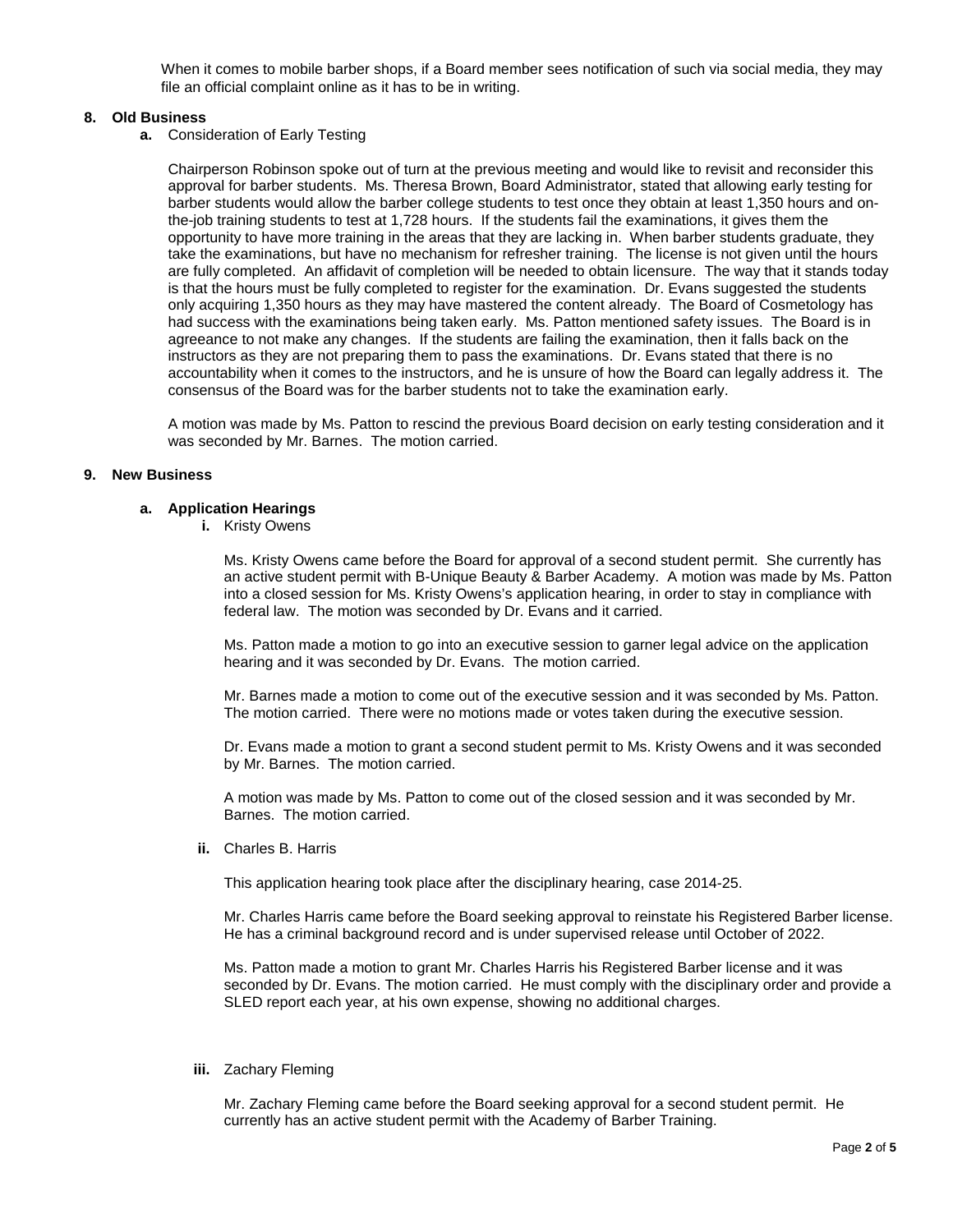When it comes to mobile barber shops, if a Board member sees notification of such via social media, they may file an official complaint online as it has to be in writing.

**8. Old Business**

**a.** Consideration of Early Testing

Chairperson Robinson spoke out of turn at the previous meeting and would like to revisit and reconsider this approval for barber students. Ms. Theresa Brown, Board Administrator, stated that allowing early testing for barber students would allow the barber college students to test once they obtain at least 1,350 hours and on-the-job training students to test at 1,728 hours. If the students fail the examinations, it gives them the opportunity to have more training in the areas that they are lacking in. When barber students graduate, they take the examinations, but have no mechanism for refresher training. The license is not given until the hours are fully completed. An affidavit of completion will be needed to obtain licensure. The way that it stands today is that the hours must be fully completed to register for the examination. Dr. Evans suggested the students only acquiring 1,350 hours as they may have mastered the content already. The Board of Cosmetology has had success with the examinations being taken early. Ms. Patton mentioned safety issues. The Board is in agreeance to not make any changes. If the students are failing the examination, then it falls back on the instructors as they are not preparing them to pass the examinations. Dr. Evans stated that there is no accountability when it comes to the instructors, and he is unsure of how the Board can legally address it. The consensus of the Board was for the barber students not to take the examination early.

A motion was made by Ms. Patton to rescind the previous Board decision on early testing consideration and it was seconded by Mr. Barnes. The motion carried.

**9. New Business**

**a. Application Hearings**

**i.** Kristy Owens

Ms. Kristy Owens came before the Board for approval of a second student permit. She currently has an active student permit with B-Unique Beauty & Barber Academy. A motion was made by Ms. Patton into a closed session for Ms. Kristy Owens's application hearing, in order to stay in compliance with federal law. The motion was seconded by Dr. Evans and it carried.

Ms. Patton made a motion to go into an executive session to garner legal advice on the application hearing and it was seconded by Dr. Evans. The motion carried.

Mr. Barnes made a motion to come out of the executive session and it was seconded by Ms. Patton. The motion carried. There were no motions made or votes taken during the executive session.

Dr. Evans made a motion to grant a second student permit to Ms. Kristy Owens and it was seconded by Mr. Barnes. The motion carried.

A motion was made by Ms. Patton to come out of the closed session and it was seconded by Mr. Barnes. The motion carried.

**ii.** Charles B. Harris

This application hearing took place after the disciplinary hearing, case 2014-25.

Mr. Charles Harris came before the Board seeking approval to reinstate his Registered Barber license. He has a criminal background record and is under supervised release until October of 2022.

Ms. Patton made a motion to grant Mr. Charles Harris his Registered Barber license and it was seconded by Dr. Evans. The motion carried. He must comply with the disciplinary order and provide a SLED report each year, at his own expense, showing no additional charges.

**iii.** Zachary Fleming

Mr. Zachary Fleming came before the Board seeking approval for a second student permit. He currently has an active student permit with the Academy of Barber Training.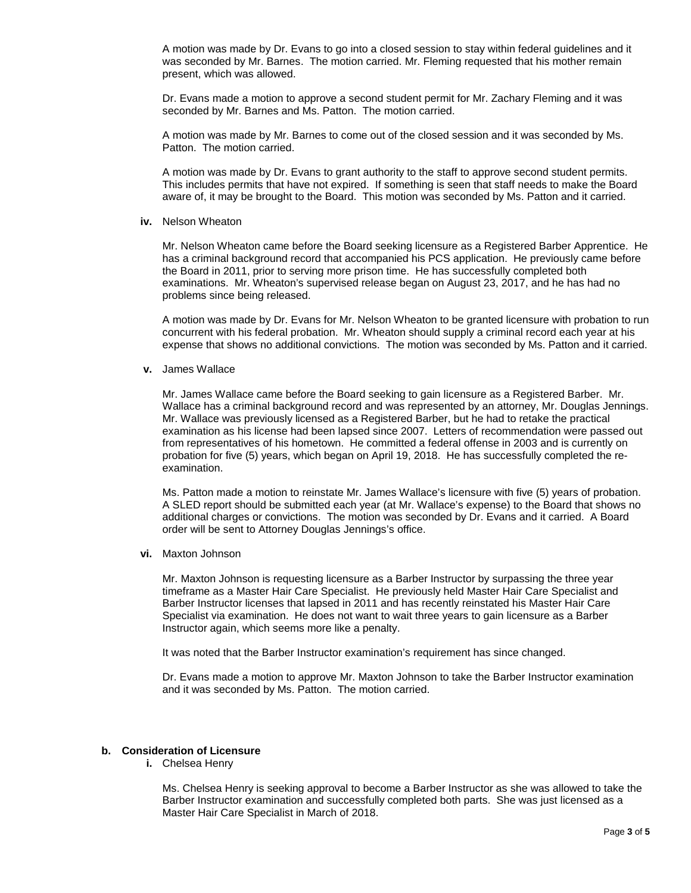A motion was made by Dr. Evans to go into a closed session to stay within federal guidelines and it was seconded by Mr. Barnes. The motion carried. Mr. Fleming requested that his mother remain present, which was allowed.

Dr. Evans made a motion to approve a second student permit for Mr. Zachary Fleming and it was seconded by Mr. Barnes and Ms. Patton. The motion carried.

A motion was made by Mr. Barnes to come out of the closed session and it was seconded by Ms. Patton. The motion carried.

A motion was made by Dr. Evans to grant authority to the staff to approve second student permits. This includes permits that have not expired. If something is seen that staff needs to make the Board aware of, it may be brought to the Board. This motion was seconded by Ms. Patton and it carried.

**iv.** Nelson Wheaton

Mr. Nelson Wheaton came before the Board seeking licensure as a Registered Barber Apprentice. He has a criminal background record that accompanied his PCS application. He previously came before the Board in 2011, prior to serving more prison time. He has successfully completed both examinations. Mr. Wheaton's supervised release began on August 23, 2017, and he has had no problems since being released.

A motion was made by Dr. Evans for Mr. Nelson Wheaton to be granted licensure with probation to run concurrent with his federal probation. Mr. Wheaton should supply a criminal record each year at his expense that shows no additional convictions. The motion was seconded by Ms. Patton and it carried.

**v.** James Wallace

Mr. James Wallace came before the Board seeking to gain licensure as a Registered Barber. Mr. Wallace has a criminal background record and was represented by an attorney, Mr. Douglas Jennings. Mr. Wallace was previously licensed as a Registered Barber, but he had to retake the practical examination as his license had been lapsed since 2007. Letters of recommendation were passed out from representatives of his hometown. He committed a federal offense in 2003 and is currently on probation for five (5) years, which began on April 19, 2018. He has successfully completed the re-examination.

Ms. Patton made a motion to reinstate Mr. James Wallace's licensure with five (5) years of probation. A SLED report should be submitted each year (at Mr. Wallace's expense) to the Board that shows no additional charges or convictions. The motion was seconded by Dr. Evans and it carried. A Board order will be sent to Attorney Douglas Jennings's office.

**vi.** Maxton Johnson

Mr. Maxton Johnson is requesting licensure as a Barber Instructor by surpassing the three year timeframe as a Master Hair Care Specialist. He previously held Master Hair Care Specialist and Barber Instructor licenses that lapsed in 2011 and has recently reinstated his Master Hair Care Specialist via examination. He does not want to wait three years to gain licensure as a Barber Instructor again, which seems more like a penalty.

It was noted that the Barber Instructor examination's requirement has since changed.

Dr. Evans made a motion to approve Mr. Maxton Johnson to take the Barber Instructor examination and it was seconded by Ms. Patton. The motion carried.

**b. Consideration of Licensure**

**i.** Chelsea Henry

Ms. Chelsea Henry is seeking approval to become a Barber Instructor as she was allowed to take the Barber Instructor examination and successfully completed both parts. She was just licensed as a Master Hair Care Specialist in March of 2018.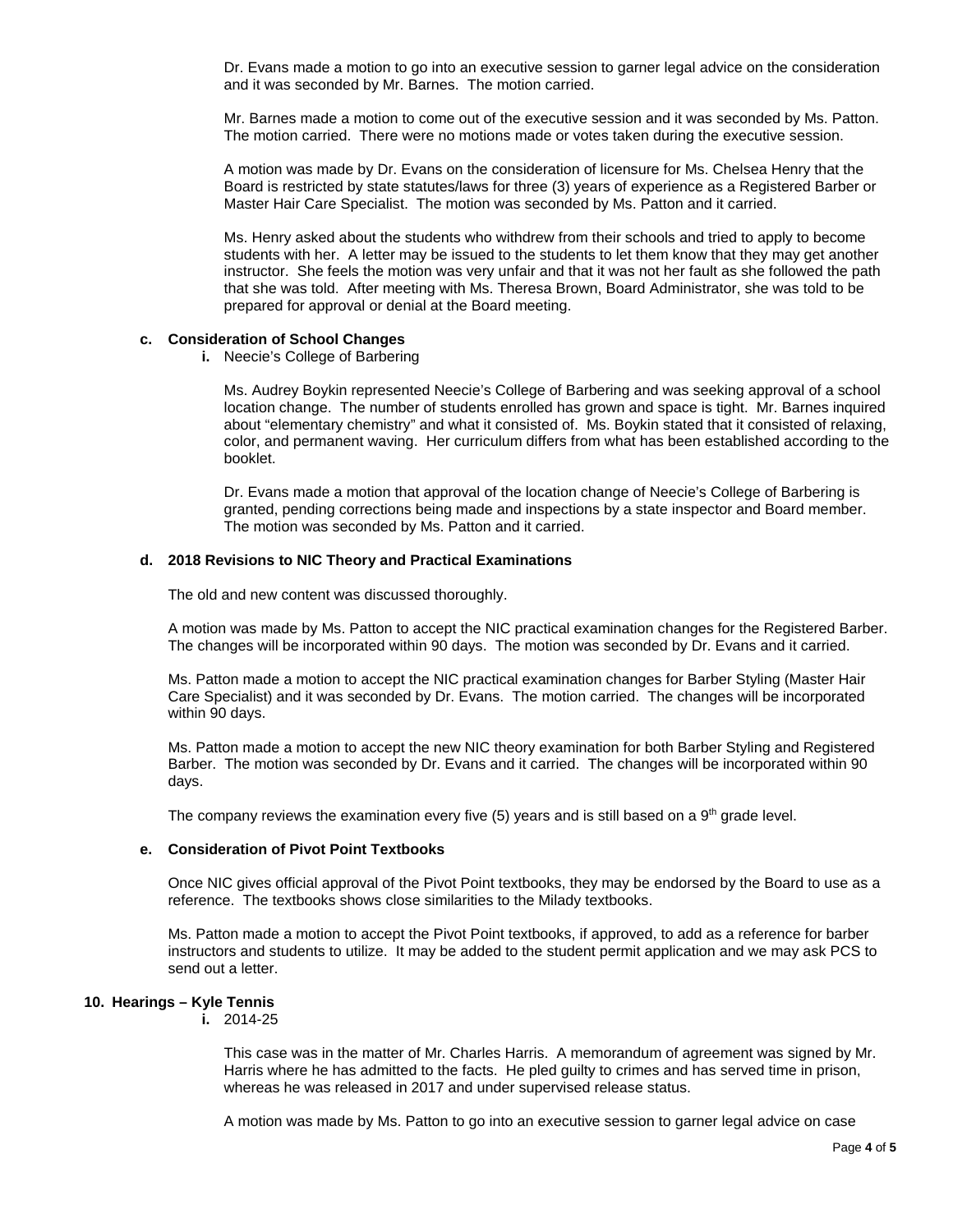Dr. Evans made a motion to go into an executive session to garner legal advice on the consideration and it was seconded by Mr. Barnes. The motion carried.

Mr. Barnes made a motion to come out of the executive session and it was seconded by Ms. Patton. The motion carried. There were no motions made or votes taken during the executive session.

A motion was made by Dr. Evans on the consideration of licensure for Ms. Chelsea Henry that the Board is restricted by state statutes/laws for three (3) years of experience as a Registered Barber or Master Hair Care Specialist. The motion was seconded by Ms. Patton and it carried.

Ms. Henry asked about the students who withdrew from their schools and tried to apply to become students with her. A letter may be issued to the students to let them know that they may get another instructor. She feels the motion was very unfair and that it was not her fault as she followed the path that she was told. After meeting with Ms. Theresa Brown, Board Administrator, she was told to be prepared for approval or denial at the Board meeting.

**c. Consideration of School Changes**

**i.** Neecie's College of Barbering

Ms. Audrey Boykin represented Neecie's College of Barbering and was seeking approval of a school location change. The number of students enrolled has grown and space is tight. Mr. Barnes inquired about "elementary chemistry" and what it consisted of. Ms. Boykin stated that it consisted of relaxing, color, and permanent waving. Her curriculum differs from what has been established according to the booklet.

Dr. Evans made a motion that approval of the location change of Neecie's College of Barbering is granted, pending corrections being made and inspections by a state inspector and Board member. The motion was seconded by Ms. Patton and it carried.

**d. 2018 Revisions to NIC Theory and Practical Examinations**

The old and new content was discussed thoroughly.

A motion was made by Ms. Patton to accept the NIC practical examination changes for the Registered Barber. The changes will be incorporated within 90 days. The motion was seconded by Dr. Evans and it carried.

Ms. Patton made a motion to accept the NIC practical examination changes for Barber Styling (Master Hair Care Specialist) and it was seconded by Dr. Evans. The motion carried. The changes will be incorporated within 90 days.

Ms. Patton made a motion to accept the new NIC theory examination for both Barber Styling and Registered Barber. The motion was seconded by Dr. Evans and it carried. The changes will be incorporated within 90 days.

The company reviews the examination every five (5) years and is still based on a 9th grade level.

**e. Consideration of Pivot Point Textbooks**

Once NIC gives official approval of the Pivot Point textbooks, they may be endorsed by the Board to use as a reference. The textbooks shows close similarities to the Milady textbooks.

Ms. Patton made a motion to accept the Pivot Point textbooks, if approved, to add as a reference for barber instructors and students to utilize. It may be added to the student permit application and we may ask PCS to send out a letter.

**10. Hearings – Kyle Tennis**

**i.** 2014-25

This case was in the matter of Mr. Charles Harris. A memorandum of agreement was signed by Mr. Harris where he has admitted to the facts. He pled guilty to crimes and has served time in prison, whereas he was released in 2017 and under supervised release status.

A motion was made by Ms. Patton to go into an executive session to garner legal advice on case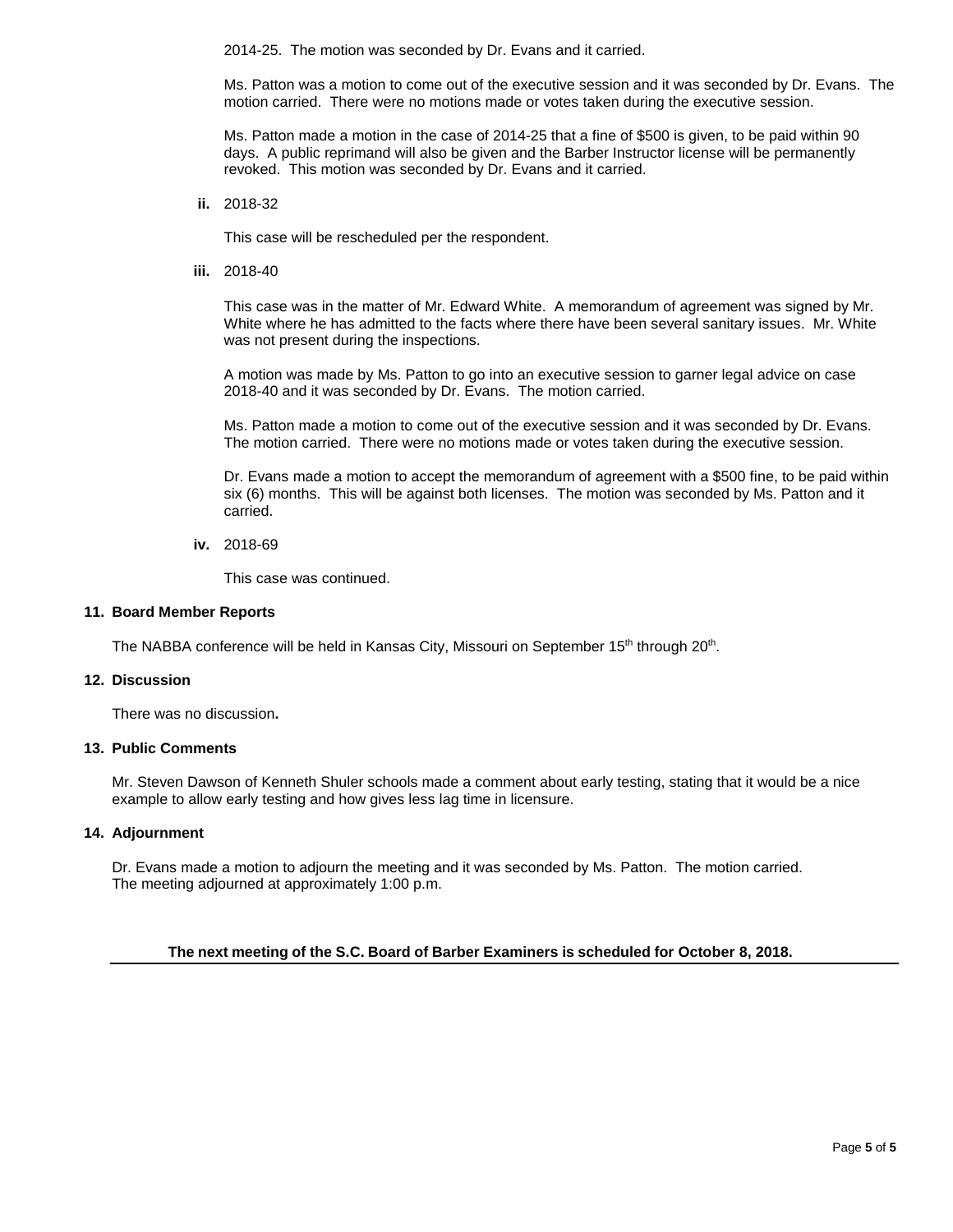2014-25. The motion was seconded by Dr. Evans and it carried.

Ms. Patton was a motion to come out of the executive session and it was seconded by Dr. Evans. The motion carried. There were no motions made or votes taken during the executive session.

Ms. Patton made a motion in the case of 2014-25 that a fine of $500 is given, to be paid within 90 days. A public reprimand will also be given and the Barber Instructor license will be permanently revoked. This motion was seconded by Dr. Evans and it carried.

**ii.** 2018-32

This case will be rescheduled per the respondent.

**iii.** 2018-40

This case was in the matter of Mr. Edward White. A memorandum of agreement was signed by Mr. White where he has admitted to the facts where there have been several sanitary issues. Mr. White was not present during the inspections.

A motion was made by Ms. Patton to go into an executive session to garner legal advice on case 2018-40 and it was seconded by Dr. Evans. The motion carried.

Ms. Patton made a motion to come out of the executive session and it was seconded by Dr. Evans. The motion carried. There were no motions made or votes taken during the executive session.

Dr. Evans made a motion to accept the memorandum of agreement with a $500 fine, to be paid within six (6) months. This will be against both licenses. The motion was seconded by Ms. Patton and it carried.

**iv.** 2018-69

This case was continued.

### 11. Board Member Reports

The NABBA conference will be held in Kansas City, Missouri on September 15th through 20th.

### 12. Discussion

There was no discussion**.**

### 13. Public Comments

Mr. Steven Dawson of Kenneth Shuler schools made a comment about early testing, stating that it would be a nice example to allow early testing and how gives less lag time in licensure.

### 14. Adjournment

Dr. Evans made a motion to adjourn the meeting and it was seconded by Ms. Patton. The motion carried. The meeting adjourned at approximately 1:00 p.m.

**The next meeting of the S.C. Board of Barber Examiners is scheduled for October 8, 2018.**